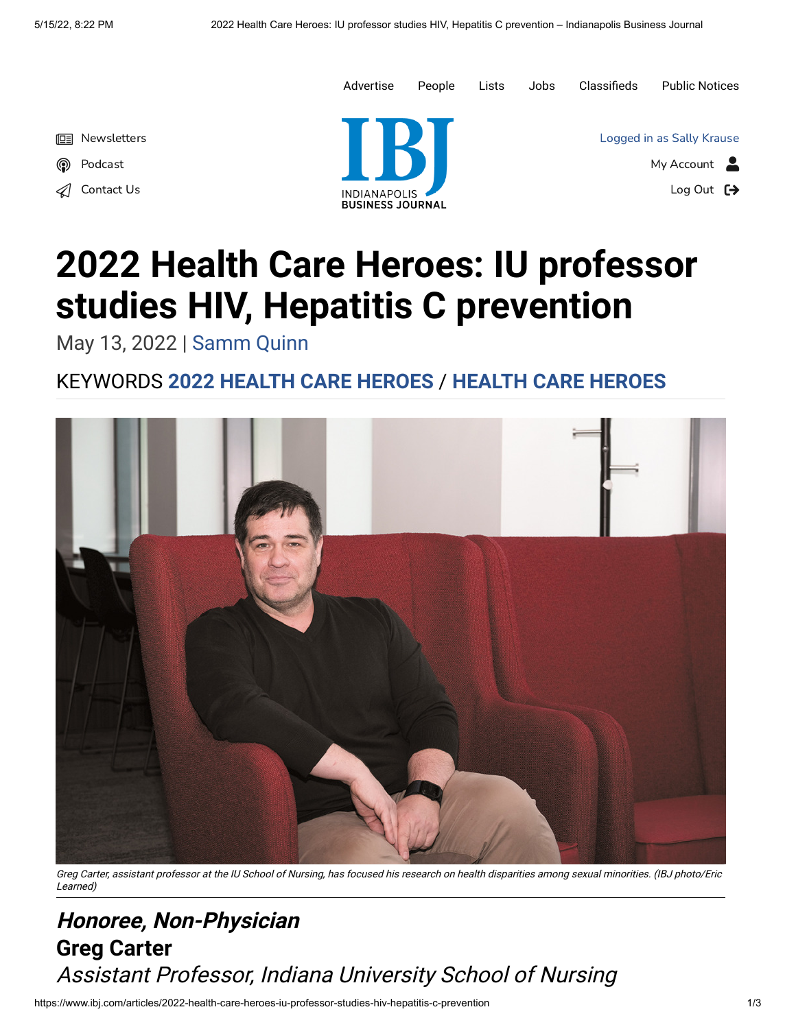# 2022 Health Care Heroes: IU professor studies HIV, Hepatitis C prevention

May 13, 2022 | Samm Quinn

KEYWORDS **2022 HEALTH CARE HEROES** / **HEALTH CARE HEROES**

*Greg Carter, assistant professor at the IU School of Nursing, has focused his research on health disparities among sexual minorities. (IBJ photo/Eric Learned)*

## *Honoree, Non-Physician*

**Greg Carter**

*Assistant Professor, Indiana University School of Nursing*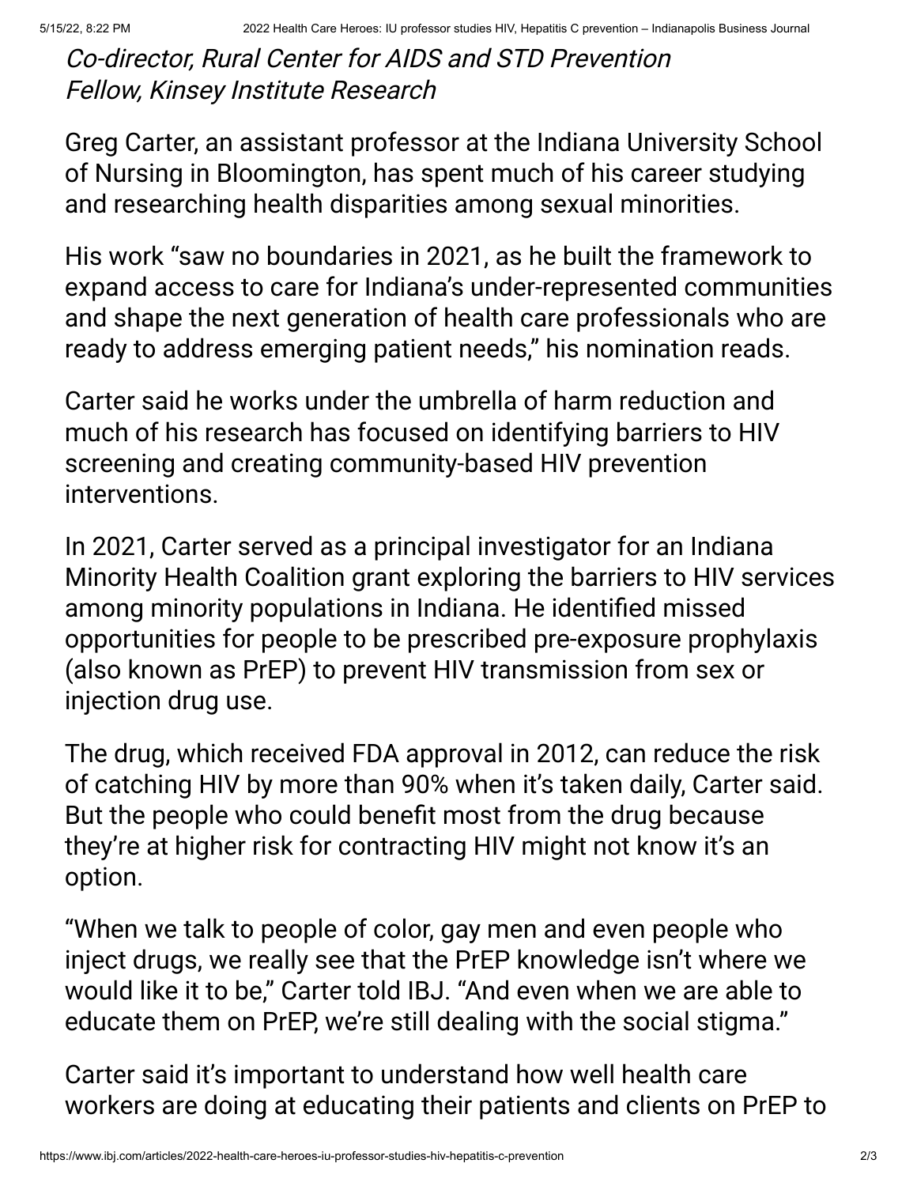*Co-director, Rural Center for AIDS and STD Prevention*
*Fellow, Kinsey Institute Research*

Greg Carter, an assistant professor at the Indiana University School of Nursing in Bloomington, has spent much of his career studying and researching health disparities among sexual minorities.

His work "saw no boundaries in 2021, as he built the framework to expand access to care for Indiana's under-represented communities and shape the next generation of health care professionals who are ready to address emerging patient needs," his nomination reads.

Carter said he works under the umbrella of harm reduction and much of his research has focused on identifying barriers to HIV screening and creating community-based HIV prevention interventions.

In 2021, Carter served as a principal investigator for an Indiana Minority Health Coalition grant exploring the barriers to HIV services among minority populations in Indiana. He identified missed opportunities for people to be prescribed pre-exposure prophylaxis (also known as PrEP) to prevent HIV transmission from sex or injection drug use.

The drug, which received FDA approval in 2012, can reduce the risk of catching HIV by more than 90% when it's taken daily, Carter said. But the people who could benefit most from the drug because they're at higher risk for contracting HIV might not know it's an option.

"When we talk to people of color, gay men and even people who inject drugs, we really see that the PrEP knowledge isn't where we would like it to be," Carter told IBJ. "And even when we are able to educate them on PrEP, we're still dealing with the social stigma."

Carter said it's important to understand how well health care workers are doing at educating their patients and clients on PrEP to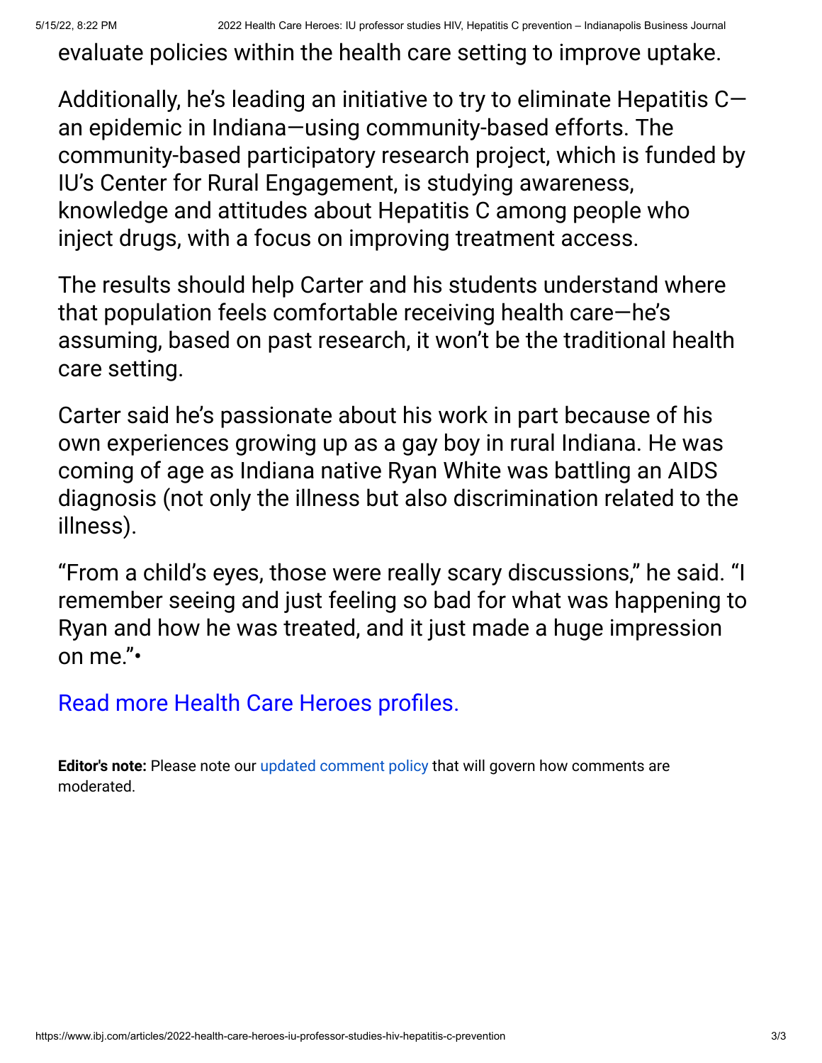evaluate policies within the health care setting to improve uptake.

Additionally, he's leading an initiative to try to eliminate Hepatitis C—an epidemic in Indiana—using community-based efforts. The community-based participatory research project, which is funded by IU's Center for Rural Engagement, is studying awareness, knowledge and attitudes about Hepatitis C among people who inject drugs, with a focus on improving treatment access.

The results should help Carter and his students understand where that population feels comfortable receiving health care—he's assuming, based on past research, it won't be the traditional health care setting.

Carter said he's passionate about his work in part because of his own experiences growing up as a gay boy in rural Indiana. He was coming of age as Indiana native Ryan White was battling an AIDS diagnosis (not only the illness but also discrimination related to the illness).

"From a child's eyes, those were really scary discussions," he said. "I remember seeing and just feeling so bad for what was happening to Ryan and how he was treated, and it just made a huge impression on me."•

Read more Health Care Heroes profiles.

**Editor's note:** Please note our updated comment policy that will govern how comments are moderated.